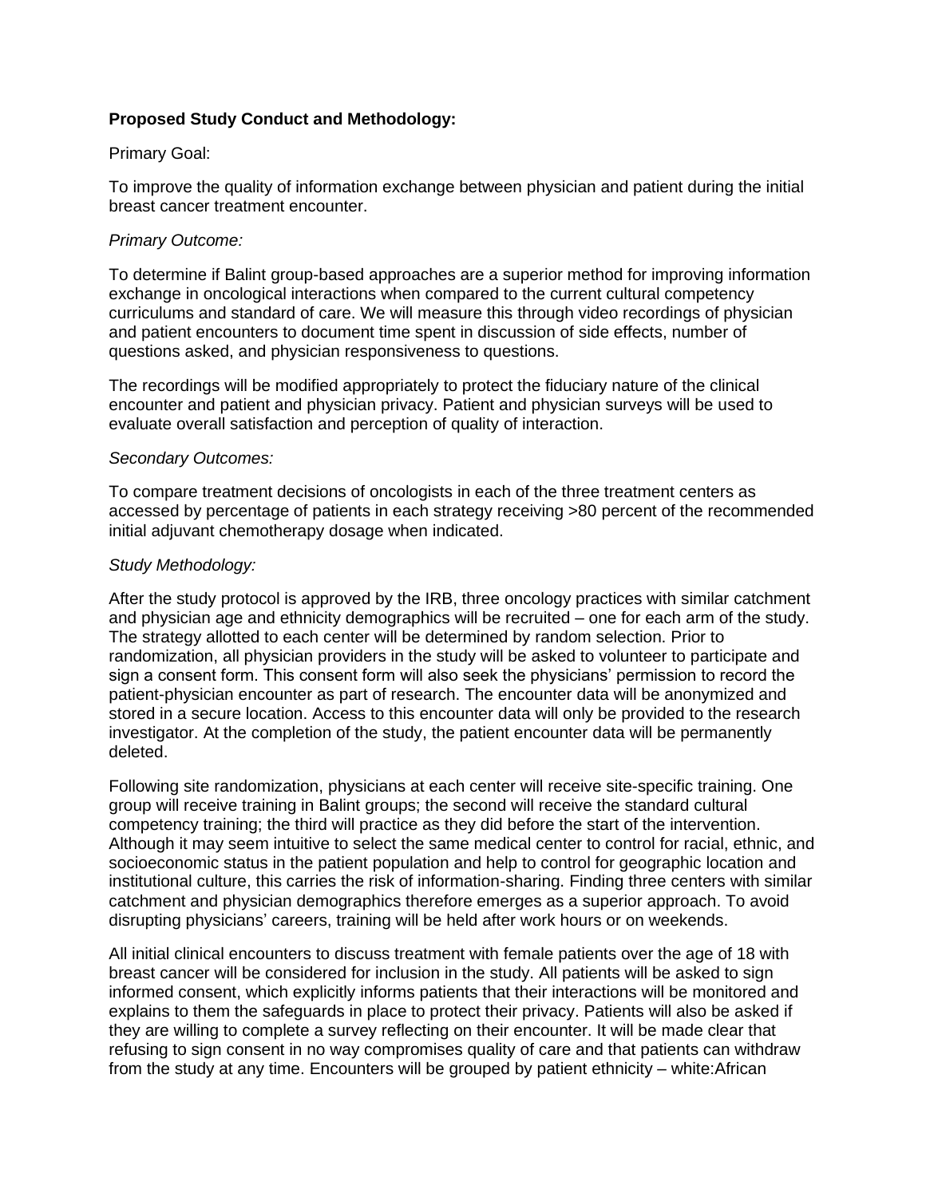**Proposed Study Conduct and Methodology:**

Primary Goal:

To improve the quality of information exchange between physician and patient during the initial breast cancer treatment encounter.

*Primary Outcome:*

To determine if Balint group-based approaches are a superior method for improving information exchange in oncological interactions when compared to the current cultural competency curriculums and standard of care. We will measure this through video recordings of physician and patient encounters to document time spent in discussion of side effects, number of questions asked, and physician responsiveness to questions.

The recordings will be modified appropriately to protect the fiduciary nature of the clinical encounter and patient and physician privacy. Patient and physician surveys will be used to evaluate overall satisfaction and perception of quality of interaction.

*Secondary Outcomes:*

To compare treatment decisions of oncologists in each of the three treatment centers as accessed by percentage of patients in each strategy receiving >80 percent of the recommended initial adjuvant chemotherapy dosage when indicated.

*Study Methodology:*

After the study protocol is approved by the IRB, three oncology practices with similar catchment and physician age and ethnicity demographics will be recruited – one for each arm of the study. The strategy allotted to each center will be determined by random selection. Prior to randomization, all physician providers in the study will be asked to volunteer to participate and sign a consent form. This consent form will also seek the physicians' permission to record the patient-physician encounter as part of research. The encounter data will be anonymized and stored in a secure location. Access to this encounter data will only be provided to the research investigator. At the completion of the study, the patient encounter data will be permanently deleted.

Following site randomization, physicians at each center will receive site-specific training. One group will receive training in Balint groups; the second will receive the standard cultural competency training; the third will practice as they did before the start of the intervention. Although it may seem intuitive to select the same medical center to control for racial, ethnic, and socioeconomic status in the patient population and help to control for geographic location and institutional culture, this carries the risk of information-sharing. Finding three centers with similar catchment and physician demographics therefore emerges as a superior approach. To avoid disrupting physicians' careers, training will be held after work hours or on weekends.

All initial clinical encounters to discuss treatment with female patients over the age of 18 with breast cancer will be considered for inclusion in the study. All patients will be asked to sign informed consent, which explicitly informs patients that their interactions will be monitored and explains to them the safeguards in place to protect their privacy. Patients will also be asked if they are willing to complete a survey reflecting on their encounter. It will be made clear that refusing to sign consent in no way compromises quality of care and that patients can withdraw from the study at any time. Encounters will be grouped by patient ethnicity – white:African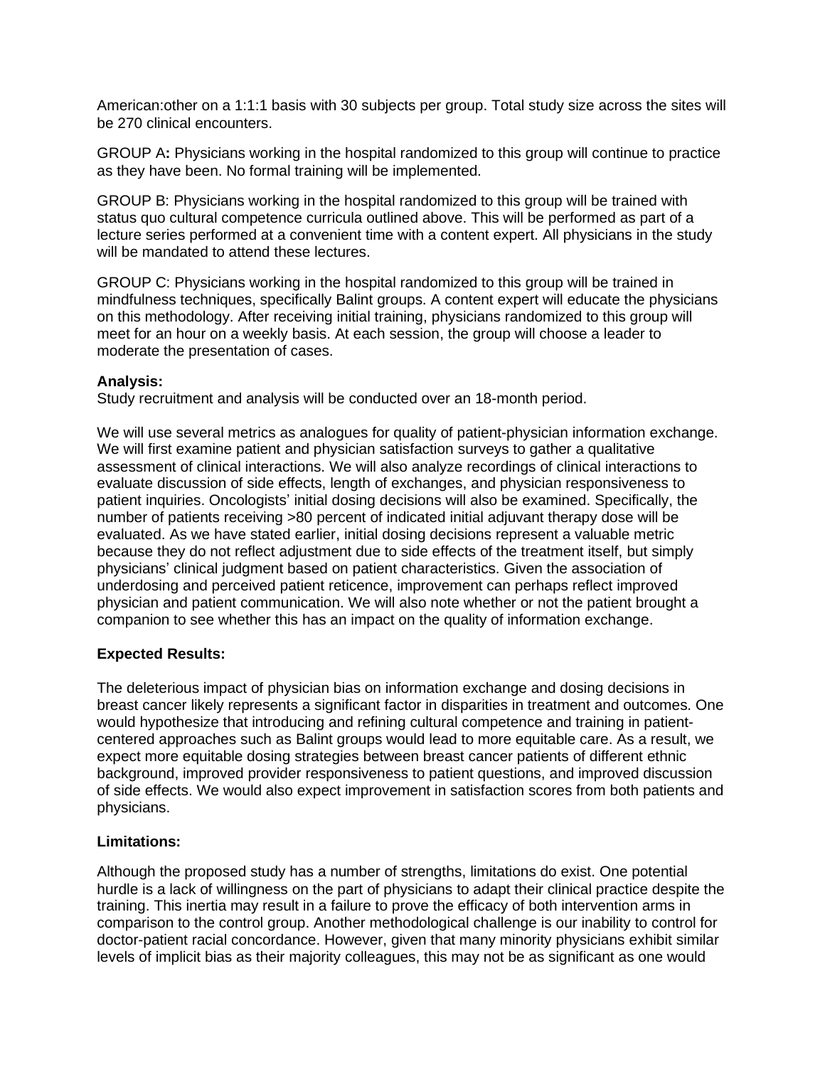American:other on a 1:1:1 basis with 30 subjects per group. Total study size across the sites will be 270 clinical encounters.

GROUP A**:** Physicians working in the hospital randomized to this group will continue to practice as they have been. No formal training will be implemented.

GROUP B: Physicians working in the hospital randomized to this group will be trained with status quo cultural competence curricula outlined above. This will be performed as part of a lecture series performed at a convenient time with a content expert. All physicians in the study will be mandated to attend these lectures.

GROUP C: Physicians working in the hospital randomized to this group will be trained in mindfulness techniques, specifically Balint groups. A content expert will educate the physicians on this methodology. After receiving initial training, physicians randomized to this group will meet for an hour on a weekly basis. At each session, the group will choose a leader to moderate the presentation of cases.

**Analysis:**
Study recruitment and analysis will be conducted over an 18-month period.

We will use several metrics as analogues for quality of patient-physician information exchange. We will first examine patient and physician satisfaction surveys to gather a qualitative assessment of clinical interactions. We will also analyze recordings of clinical interactions to evaluate discussion of side effects, length of exchanges, and physician responsiveness to patient inquiries. Oncologists' initial dosing decisions will also be examined. Specifically, the number of patients receiving >80 percent of indicated initial adjuvant therapy dose will be evaluated. As we have stated earlier, initial dosing decisions represent a valuable metric because they do not reflect adjustment due to side effects of the treatment itself, but simply physicians' clinical judgment based on patient characteristics. Given the association of underdosing and perceived patient reticence, improvement can perhaps reflect improved physician and patient communication. We will also note whether or not the patient brought a companion to see whether this has an impact on the quality of information exchange.

**Expected Results:**

The deleterious impact of physician bias on information exchange and dosing decisions in breast cancer likely represents a significant factor in disparities in treatment and outcomes. One would hypothesize that introducing and refining cultural competence and training in patient-centered approaches such as Balint groups would lead to more equitable care. As a result, we expect more equitable dosing strategies between breast cancer patients of different ethnic background, improved provider responsiveness to patient questions, and improved discussion of side effects. We would also expect improvement in satisfaction scores from both patients and physicians.

**Limitations:**

Although the proposed study has a number of strengths, limitations do exist. One potential hurdle is a lack of willingness on the part of physicians to adapt their clinical practice despite the training. This inertia may result in a failure to prove the efficacy of both intervention arms in comparison to the control group. Another methodological challenge is our inability to control for doctor-patient racial concordance. However, given that many minority physicians exhibit similar levels of implicit bias as their majority colleagues, this may not be as significant as one would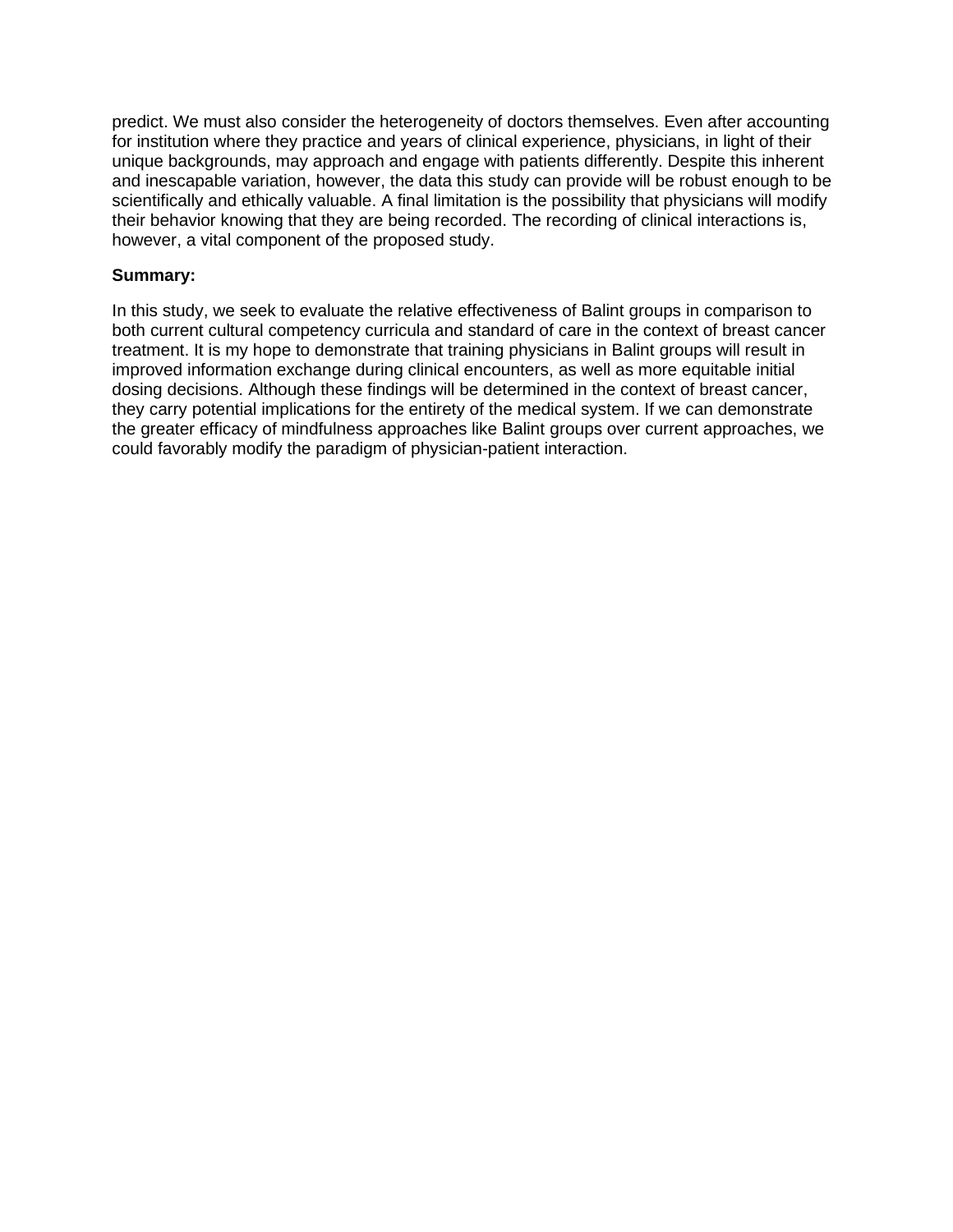predict. We must also consider the heterogeneity of doctors themselves. Even after accounting for institution where they practice and years of clinical experience, physicians, in light of their unique backgrounds, may approach and engage with patients differently. Despite this inherent and inescapable variation, however, the data this study can provide will be robust enough to be scientifically and ethically valuable. A final limitation is the possibility that physicians will modify their behavior knowing that they are being recorded. The recording of clinical interactions is, however, a vital component of the proposed study.

**Summary:**

In this study, we seek to evaluate the relative effectiveness of Balint groups in comparison to both current cultural competency curricula and standard of care in the context of breast cancer treatment. It is my hope to demonstrate that training physicians in Balint groups will result in improved information exchange during clinical encounters, as well as more equitable initial dosing decisions. Although these findings will be determined in the context of breast cancer, they carry potential implications for the entirety of the medical system. If we can demonstrate the greater efficacy of mindfulness approaches like Balint groups over current approaches, we could favorably modify the paradigm of physician-patient interaction.